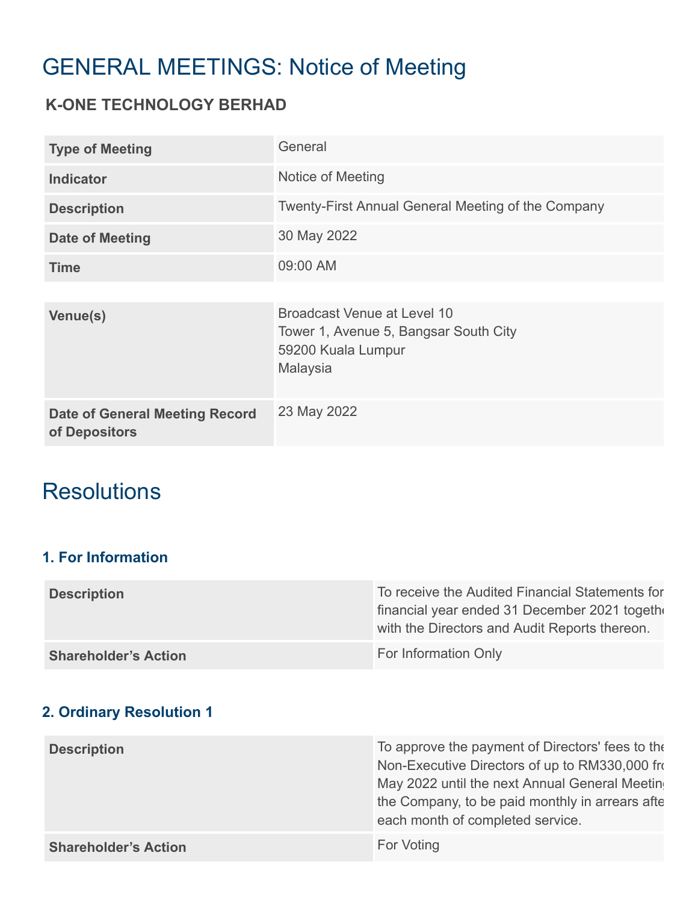# GENERAL MEETINGS: Notice of Meeting

## K-ONE TECHNOLOGY BERHAD

| | |
|---|---|
| **Type of Meeting** | General |
| **Indicator** | Notice of Meeting |
| **Description** | Twenty-First Annual General Meeting of the Company |
| **Date of Meeting** | 30 May 2022 |
| **Time** | 09:00 AM |

| | |
|---|---|
| **Venue(s)** | Broadcast Venue at Level 10<br>Tower 1, Avenue 5, Bangsar South City<br>59200 Kuala Lumpur<br>Malaysia |
| **Date of General Meeting Record of Depositors** | 23 May 2022 |

# Resolutions

### 1. For Information

| | |
|---|---|
| **Description** | To receive the Audited Financial Statements for financial year ended 31 December 2021 togeth with the Directors and Audit Reports thereon. |
| **Shareholder's Action** | For Information Only |

### 2. Ordinary Resolution 1

| | |
|---|---|
| **Description** | To approve the payment of Directors' fees to the Non-Executive Directors of up to RM330,000 fr May 2022 until the next Annual General Meeting the Company, to be paid monthly in arrears afte each month of completed service. |
| **Shareholder's Action** | For Voting |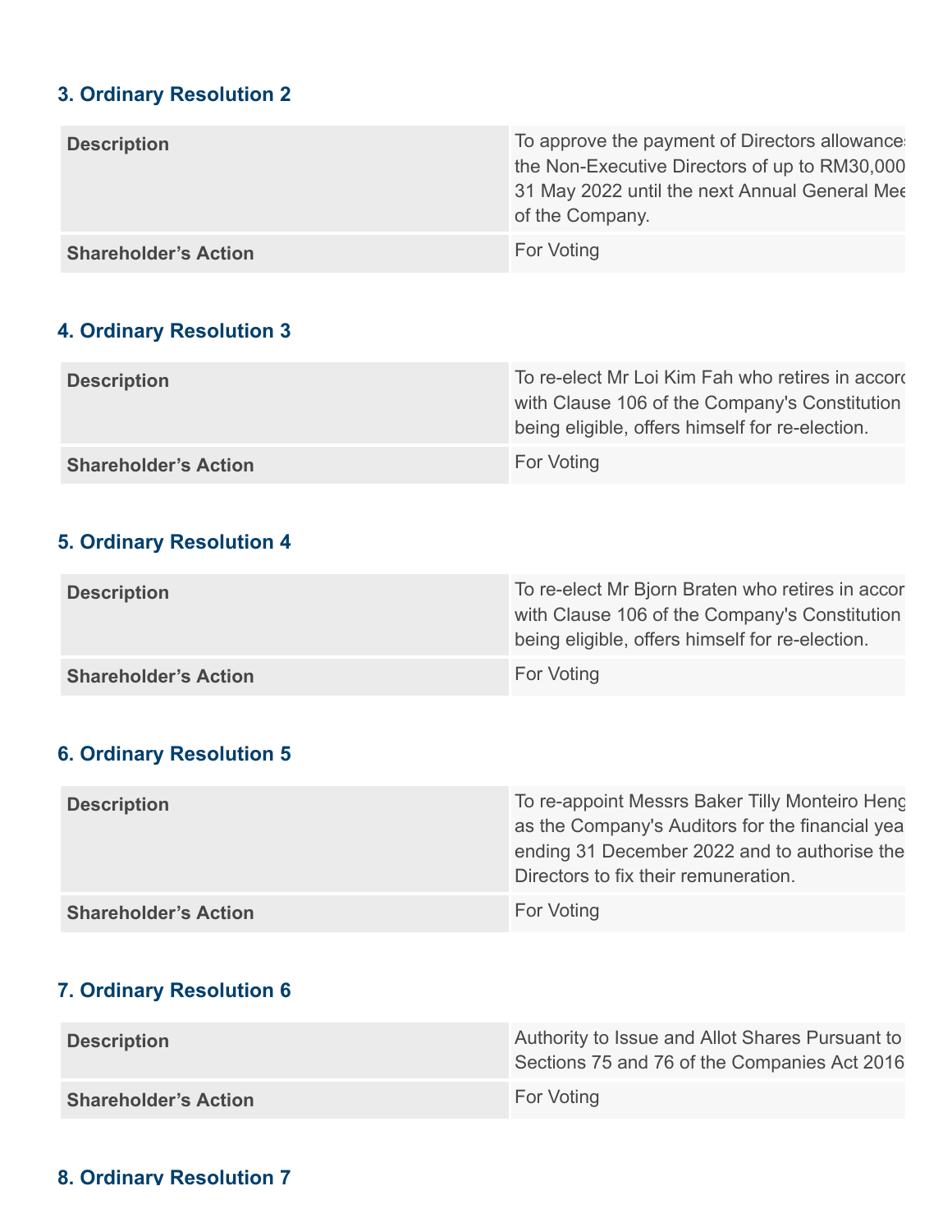### 3. Ordinary Resolution 2

| | |
|---|---|
| **Description** | To approve the payment of Directors allowances the Non-Executive Directors of up to RM30,000 31 May 2022 until the next Annual General Mee of the Company. |
| **Shareholder's Action** | For Voting |

### 4. Ordinary Resolution 3

| | |
|---|---|
| **Description** | To re-elect Mr Loi Kim Fah who retires in accord with Clause 106 of the Company's Constitution being eligible, offers himself for re-election. |
| **Shareholder's Action** | For Voting |

### 5. Ordinary Resolution 4

| | |
|---|---|
| **Description** | To re-elect Mr Bjorn Braten who retires in accor with Clause 106 of the Company's Constitution being eligible, offers himself for re-election. |
| **Shareholder's Action** | For Voting |

### 6. Ordinary Resolution 5

| | |
|---|---|
| **Description** | To re-appoint Messrs Baker Tilly Monteiro Heng as the Company's Auditors for the financial yea ending 31 December 2022 and to authorise the Directors to fix their remuneration. |
| **Shareholder's Action** | For Voting |

### 7. Ordinary Resolution 6

| | |
|---|---|
| **Description** | Authority to Issue and Allot Shares Pursuant to Sections 75 and 76 of the Companies Act 2016 |
| **Shareholder's Action** | For Voting |

### 8. Ordinary Resolution 7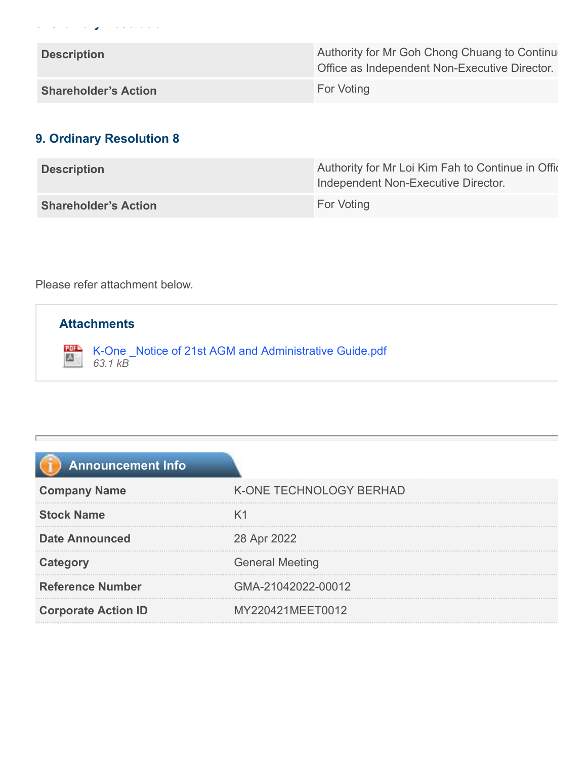| | |
|---|---|
| **Description** | Authority for Mr Goh Chong Chuang to Continu Office as Independent Non-Executive Director. |
| **Shareholder's Action** | For Voting |

### 9. Ordinary Resolution 8

| | |
|---|---|
| **Description** | Authority for Mr Loi Kim Fah to Continue in Offic Independent Non-Executive Director. |
| **Shareholder's Action** | For Voting |

Please refer attachment below.

### Attachments

K-One _Notice of 21st AGM and Administrative Guide.pdf
*63.1 kB*

## Announcement Info

| | |
|---|---|
| **Company Name** | K-ONE TECHNOLOGY BERHAD |
| **Stock Name** | K1 |
| **Date Announced** | 28 Apr 2022 |
| **Category** | General Meeting |
| **Reference Number** | GMA-21042022-00012 |
| **Corporate Action ID** | MY220421MEET0012 |